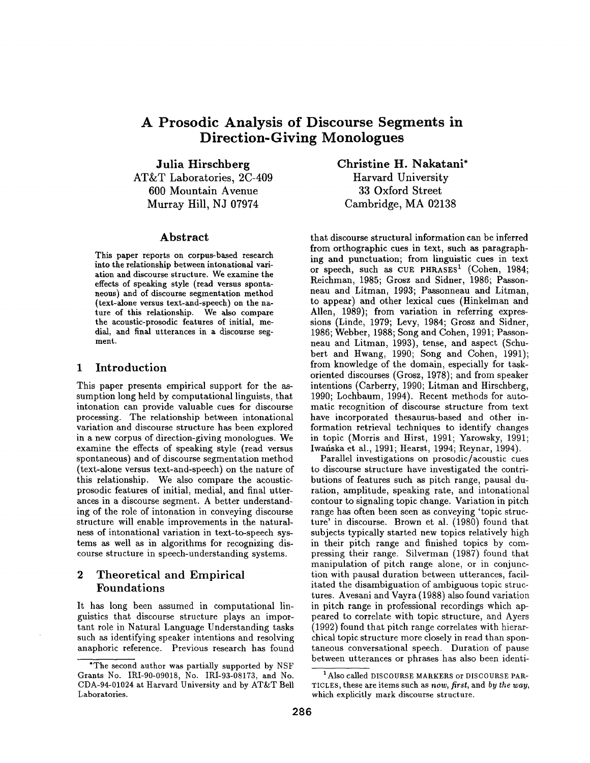# A Prosodic Analysis of Discourse Segments in Direction-Giving Monologues

**Julia Hirschberg**
AT&T Laboratories, 2C-409
600 Mountain Avenue
Murray Hill, NJ 07974

**Christine H. Nakatani***
Harvard University
33 Oxford Street
Cambridge, MA 02138

## Abstract

This paper reports on corpus-based research into the relationship between intonational variation and discourse structure. We examine the effects of speaking style (read versus spontaneous) and of discourse segmentation method (text-alone versus text-and-speech) on the nature of this relationship. We also compare the acoustic-prosodic features of initial, medial, and final utterances in a discourse segment.

## 1 Introduction

This paper presents empirical support for the assumption long held by computational linguists, that intonation can provide valuable cues for discourse processing. The relationship between intonational variation and discourse structure has been explored in a new corpus of direction-giving monologues. We examine the effects of speaking style (read versus spontaneous) and of discourse segmentation method (text-alone versus text-and-speech) on the nature of this relationship. We also compare the acoustic-prosodic features of initial, medial, and final utterances in a discourse segment. A better understanding of the role of intonation in conveying discourse structure will enable improvements in the naturalness of intonational variation in text-to-speech systems as well as in algorithms for recognizing discourse structure in speech-understanding systems.

## 2 Theoretical and Empirical Foundations

It has long been assumed in computational linguistics that discourse structure plays an important role in Natural Language Understanding tasks such as identifying speaker intentions and resolving anaphoric reference. Previous research has found that discourse structural information can be inferred from orthographic cues in text, such as paragraphing and punctuation; from linguistic cues in text or speech, such as CUE PHRASES[1] (Cohen, 1984; Reichman, 1985; Grosz and Sidner, 1986; Passonneau and Litman, 1993; Passonneau and Litman, to appear) and other lexical cues (Hinkelman and Allen, 1989); from variation in referring expressions (Linde, 1979; Levy, 1984; Grosz and Sidner, 1986; Webber, 1988; Song and Cohen, 1991; Passonneau and Litman, 1993), tense, and aspect (Schubert and Hwang, 1990; Song and Cohen, 1991); from knowledge of the domain, especially for task-oriented discourses (Grosz, 1978); and from speaker intentions (Carberry, 1990; Litman and Hirschberg, 1990; Lochbaum, 1994). Recent methods for automatic recognition of discourse structure from text have incorporated thesaurus-based and other information retrieval techniques to identify changes in topic (Morris and Hirst, 1991; Yarowsky, 1991; Iwańska et al., 1991; Hearst, 1994; Reynar, 1994).

Parallel investigations on prosodic/acoustic cues to discourse structure have investigated the contributions of features such as pitch range, pausal duration, amplitude, speaking rate, and intonational contour to signaling topic change. Variation in pitch range has often been seen as conveying 'topic structure' in discourse. Brown et al. (1980) found that subjects typically started new topics relatively high in their pitch range and finished topics by compressing their range. Silverman (1987) found that manipulation of pitch range alone, or in conjunction with pausal duration between utterances, facilitated the disambiguation of ambiguous topic structures. Avesani and Vayra (1988) also found variation in pitch range in professional recordings which appeared to correlate with topic structure, and Ayers (1992) found that pitch range correlates with hierarchical topic structure more closely in read than spontaneous conversational speech. Duration of pause between utterances or phrases has also been identi-

---

*The second author was partially supported by NSF Grants No. IRI-90-09018, No. IRI-93-08173, and No. CDA-94-01024 at Harvard University and by AT&T Bell Laboratories.

[1] Also called DISCOURSE MARKERS or DISCOURSE PARTICLES, these are items such as *now*, *first*, and *by the way*, which explicitly mark discourse structure.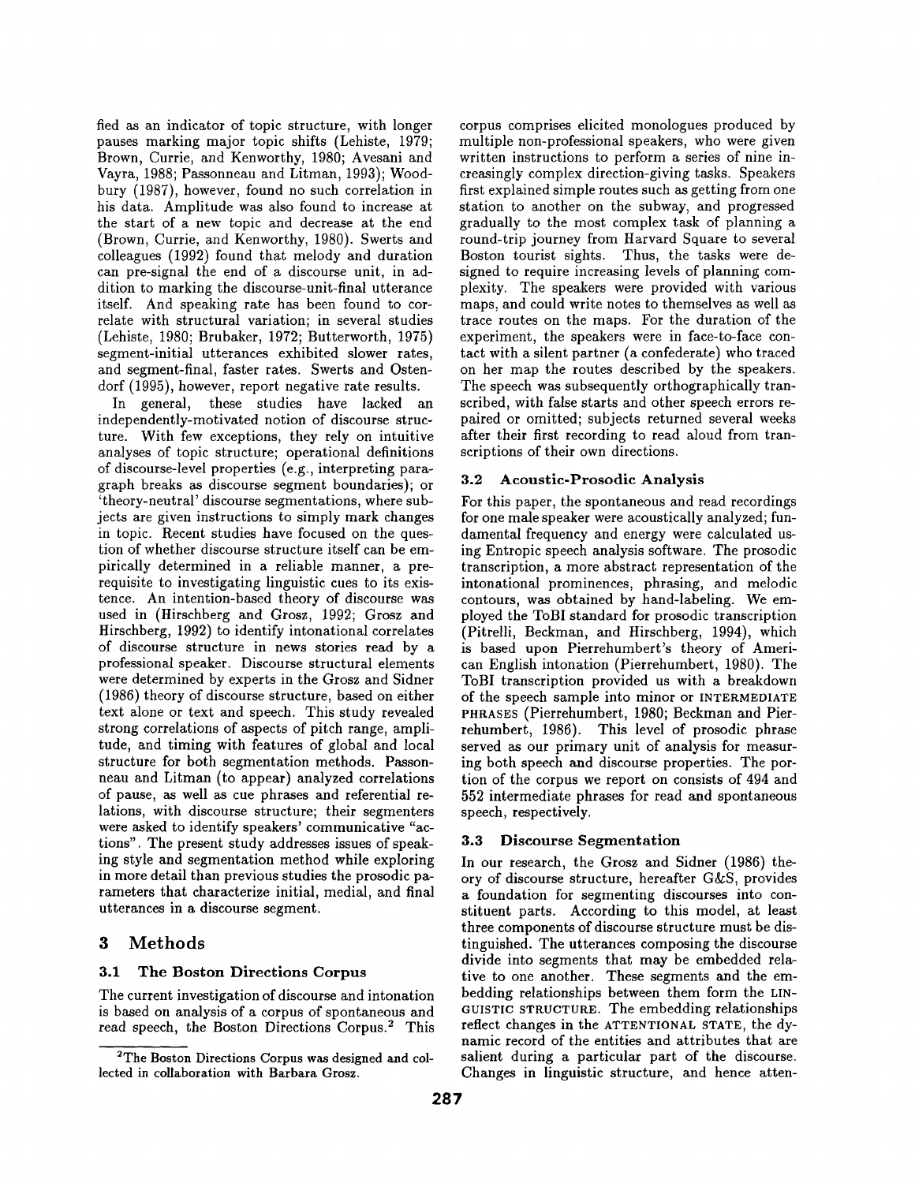fied as an indicator of topic structure, with longer pauses marking major topic shifts (Lehiste, 1979; Brown, Currie, and Kenworthy, 1980; Avesani and Vayra, 1988; Passonneau and Litman, 1993); Woodbury (1987), however, found no such correlation in his data. Amplitude was also found to increase at the start of a new topic and decrease at the end (Brown, Currie, and Kenworthy, 1980). Swerts and colleagues (1992) found that melody and duration can pre-signal the end of a discourse unit, in addition to marking the discourse-unit-final utterance itself. And speaking rate has been found to correlate with structural variation; in several studies (Lehiste, 1980; Brubaker, 1972; Butterworth, 1975) segment-initial utterances exhibited slower rates, and segment-final, faster rates. Swerts and Ostendorf (1995), however, report negative rate results.

In general, these studies have lacked an independently-motivated notion of discourse structure. With few exceptions, they rely on intuitive analyses of topic structure; operational definitions of discourse-level properties (e.g., interpreting paragraph breaks as discourse segment boundaries); or 'theory-neutral' discourse segmentations, where subjects are given instructions to simply mark changes in topic. Recent studies have focused on the question of whether discourse structure itself can be empirically determined in a reliable manner, a prerequisite to investigating linguistic cues to its existence. An intention-based theory of discourse was used in (Hirschberg and Grosz, 1992; Grosz and Hirschberg, 1992) to identify intonational correlates of discourse structure in news stories read by a professional speaker. Discourse structural elements were determined by experts in the Grosz and Sidner (1986) theory of discourse structure, based on either text alone or text and speech. This study revealed strong correlations of aspects of pitch range, amplitude, and timing with features of global and local structure for both segmentation methods. Passonneau and Litman (to appear) analyzed correlations of pause, as well as cue phrases and referential relations, with discourse structure; their segmenters were asked to identify speakers' communicative "actions". The present study addresses issues of speaking style and segmentation method while exploring in more detail than previous studies the prosodic parameters that characterize initial, medial, and final utterances in a discourse segment.

## 3 Methods

### 3.1 The Boston Directions Corpus

The current investigation of discourse and intonation is based on analysis of a corpus of spontaneous and read speech, the Boston Directions Corpus.[2] This corpus comprises elicited monologues produced by multiple non-professional speakers, who were given written instructions to perform a series of nine increasingly complex direction-giving tasks. Speakers first explained simple routes such as getting from one station to another on the subway, and progressed gradually to the most complex task of planning a round-trip journey from Harvard Square to several Boston tourist sights. Thus, the tasks were designed to require increasing levels of planning complexity. The speakers were provided with various maps, and could write notes to themselves as well as trace routes on the maps. For the duration of the experiment, the speakers were in face-to-face contact with a silent partner (a confederate) who traced on her map the routes described by the speakers. The speech was subsequently orthographically transcribed, with false starts and other speech errors repaired or omitted; subjects returned several weeks after their first recording to read aloud from transcriptions of their own directions.

[2] The Boston Directions Corpus was designed and collected in collaboration with Barbara Grosz.

### 3.2 Acoustic-Prosodic Analysis

For this paper, the spontaneous and read recordings for one male speaker were acoustically analyzed; fundamental frequency and energy were calculated using Entropic speech analysis software. The prosodic transcription, a more abstract representation of the intonational prominences, phrasing, and melodic contours, was obtained by hand-labeling. We employed the ToBI standard for prosodic transcription (Pitrelli, Beckman, and Hirschberg, 1994), which is based upon Pierrehumbert's theory of American English intonation (Pierrehumbert, 1980). The ToBI transcription provided us with a breakdown of the speech sample into minor or INTERMEDIATE PHRASES (Pierrehumbert, 1980; Beckman and Pierrehumbert, 1986). This level of prosodic phrase served as our primary unit of analysis for measuring both speech and discourse properties. The portion of the corpus we report on consists of 494 and 552 intermediate phrases for read and spontaneous speech, respectively.

### 3.3 Discourse Segmentation

In our research, the Grosz and Sidner (1986) theory of discourse structure, hereafter G&S, provides a foundation for segmenting discourses into constituent parts. According to this model, at least three components of discourse structure must be distinguished. The utterances composing the discourse divide into segments that may be embedded relative to one another. These segments and the embedding relationships between them form the LINGUISTIC STRUCTURE. The embedding relationships reflect changes in the ATTENTIONAL STATE, the dynamic record of the entities and attributes that are salient during a particular part of the discourse. Changes in linguistic structure, and hence atten-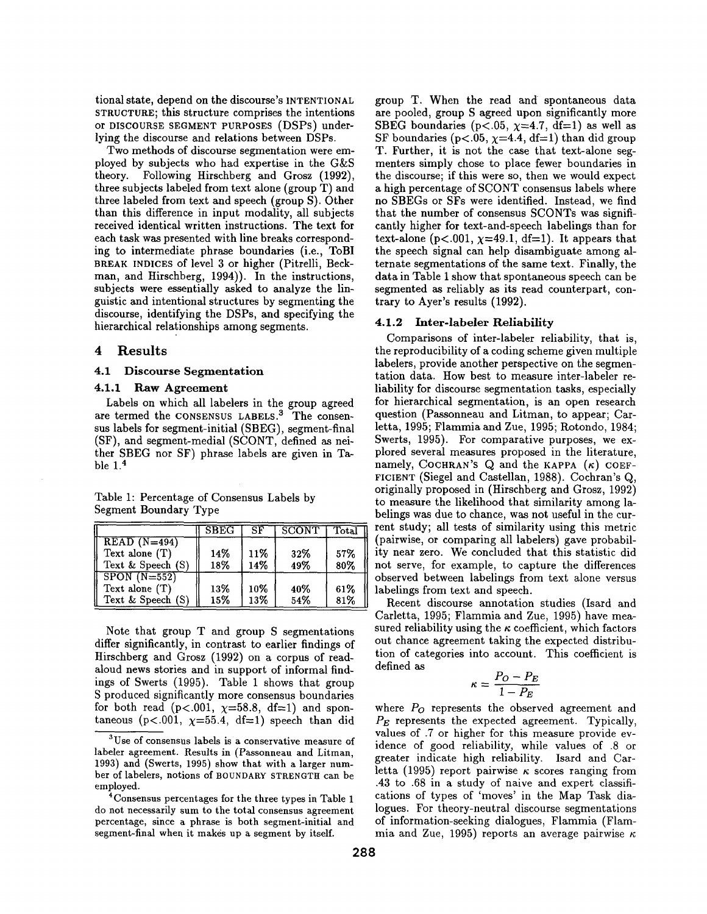tional state, depend on the discourse's INTENTIONAL STRUCTURE; this structure comprises the intentions or DISCOURSE SEGMENT PURPOSES (DSPs) underlying the discourse and relations between DSPs.

Two methods of discourse segmentation were employed by subjects who had expertise in the G&S theory. Following Hirschberg and Grosz (1992), three subjects labeled from text alone (group T) and three labeled from text and speech (group S). Other than this difference in input modality, all subjects received identical written instructions. The text for each task was presented with line breaks corresponding to intermediate phrase boundaries (i.e., ToBI BREAK INDICES of level 3 or higher (Pitrelli, Beckman, and Hirschberg, 1994)). In the instructions, subjects were essentially asked to analyze the linguistic and intentional structures by segmenting the discourse, identifying the DSPs, and specifying the hierarchical relationships among segments.

## 4 Results

### 4.1 Discourse Segmentation

#### 4.1.1 Raw Agreement

Labels on which all labelers in the group agreed are termed the CONSENSUS LABELS.[3] The consensus labels for segment-initial (SBEG), segment-final (SF), and segment-medial (SCONT, defined as neither SBEG nor SF) phrase labels are given in Table 1.[4]

Table 1: Percentage of Consensus Labels by Segment Boundary Type

| | SBEG | SF | SCONT | Total |
|---|---|---|---|---|
| READ (N=494) | | | | |
| Text alone (T) | 14% | 11% | 32% | 57% |
| Text & Speech (S) | 18% | 14% | 49% | 80% |
| SPON (N=552) | | | | |
| Text alone (T) | 13% | 10% | 40% | 61% |
| Text & Speech (S) | 15% | 13% | 54% | 81% |

Note that group T and group S segmentations differ significantly, in contrast to earlier findings of Hirschberg and Grosz (1992) on a corpus of read-aloud news stories and in support of informal findings of Swerts (1995). Table 1 shows that group S produced significantly more consensus boundaries for both read ($p<.001$, $\chi=58.8$, df=1) and spontaneous ($p<.001$, $\chi=55.4$, df=1) speech than did group T. When the read and spontaneous data are pooled, group S agreed upon significantly more SBEG boundaries ($p<.05$, $\chi=4.7$, df=1) as well as SF boundaries ($p<.05$, $\chi=4.4$, df=1) than did group T. Further, it is not the case that text-alone segmenters simply chose to place fewer boundaries in the discourse; if this were so, then we would expect a high percentage of SCONT consensus labels where no SBEGs or SFs were identified. Instead, we find that the number of consensus SCONTs was significantly higher for text-and-speech labelings than for text-alone ($p<.001$, $\chi=49.1$, df=1). It appears that the speech signal can help disambiguate among alternate segmentations of the same text. Finally, the data in Table 1 show that spontaneous speech can be segmented as reliably as its read counterpart, contrary to Ayer's results (1992).

#### 4.1.2 Inter-labeler Reliability

Comparisons of inter-labeler reliability, that is, the reproducibility of a coding scheme given multiple labelers, provide another perspective on the segmentation data. How best to measure inter-labeler reliability for discourse segmentation tasks, especially for hierarchical segmentation, is an open research question (Passonneau and Litman, to appear; Carletta, 1995; Flammia and Zue, 1995; Rotondo, 1984; Swerts, 1995). For comparative purposes, we explored several measures proposed in the literature, namely, COCHRAN'S Q and the KAPPA ($\kappa$) COEFFICIENT (Siegel and Castellan, 1988). Cochran's Q, originally proposed in (Hirschberg and Grosz, 1992) to measure the likelihood that similarity among labelings was due to chance, was not useful in the current study; all tests of similarity using this metric (pairwise, or comparing all labelers) gave probability near zero. We concluded that this statistic did not serve, for example, to capture the differences observed between labelings from text alone versus labelings from text and speech.

Recent discourse annotation studies (Isard and Carletta, 1995; Flammia and Zue, 1995) have measured reliability using the $\kappa$ coefficient, which factors out chance agreement taking the expected distribution of categories into account. This coefficient is defined as

$$\kappa = \frac{P_O - P_E}{1 - P_E}$$

where $P_O$ represents the observed agreement and $P_E$ represents the expected agreement. Typically, values of .7 or higher for this measure provide evidence of good reliability, while values of .8 or greater indicate high reliability. Isard and Carletta (1995) report pairwise $\kappa$ scores ranging from .43 to .68 in a study of naive and expert classifications of types of 'moves' in the Map Task dialogues. For theory-neutral discourse segmentations of information-seeking dialogues, Flammia (Flammia and Zue, 1995) reports an average pairwise $\kappa$

[3] Use of consensus labels is a conservative measure of labeler agreement. Results in (Passonneau and Litman, 1993) and (Swerts, 1995) show that with a larger number of labelers, notions of BOUNDARY STRENGTH can be employed.

[4] Consensus percentages for the three types in Table 1 do not necessarily sum to the total consensus agreement percentage, since a phrase is both segment-initial and segment-final when it makes up a segment by itself.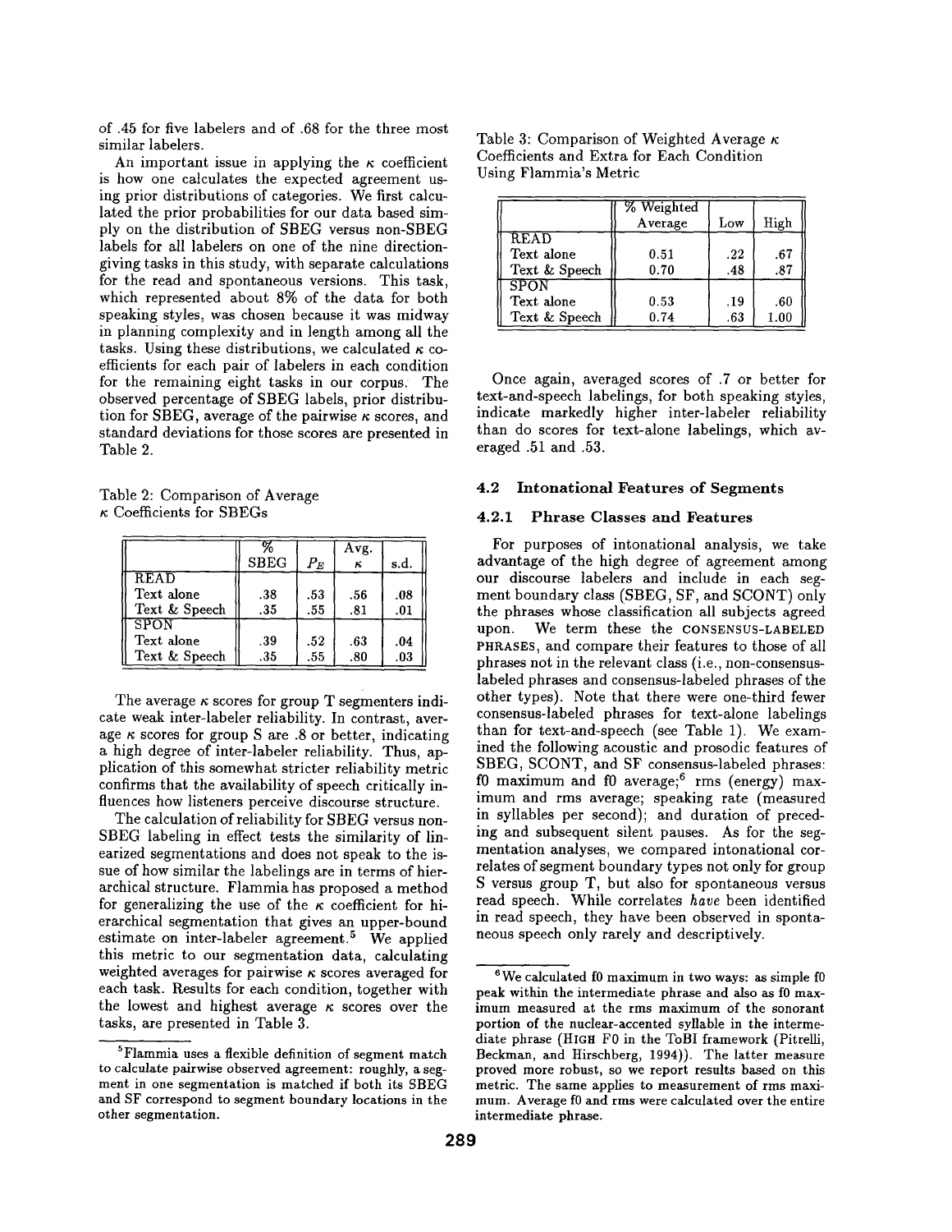of .45 for five labelers and of .68 for the three most similar labelers.

An important issue in applying the $\kappa$ coefficient is how one calculates the expected agreement using prior distributions of categories. We first calculated the prior probabilities for our data based simply on the distribution of SBEG versus non-SBEG labels for all labelers on one of the nine direction-giving tasks in this study, with separate calculations for the read and spontaneous versions. This task, which represented about 8% of the data for both speaking styles, was chosen because it was midway in planning complexity and in length among all the tasks. Using these distributions, we calculated $\kappa$ coefficients for each pair of labelers in each condition for the remaining eight tasks in our corpus. The observed percentage of SBEG labels, prior distribution for SBEG, average of the pairwise $\kappa$ scores, and standard deviations for those scores are presented in Table 2.

Table 2: Comparison of Average $\kappa$ Coefficients for SBEGs

| | % SBEG | $P_E$ | Avg. $\kappa$ | s.d. |
|---|---|---|---|---|
| READ | | | | |
| Text alone | .38 | .53 | .56 | .08 |
| Text & Speech | .35 | .55 | .81 | .01 |
| SPON | | | | |
| Text alone | .39 | .52 | .63 | .04 |
| Text & Speech | .35 | .55 | .80 | .03 |

The average $\kappa$ scores for group T segmenters indicate weak inter-labeler reliability. In contrast, average $\kappa$ scores for group S are .8 or better, indicating a high degree of inter-labeler reliability. Thus, application of this somewhat stricter reliability metric confirms that the availability of speech critically influences how listeners perceive discourse structure.

The calculation of reliability for SBEG versus non-SBEG labeling in effect tests the similarity of linearized segmentations and does not speak to the issue of how similar the labelings are in terms of hierarchical structure. Flammia has proposed a method for generalizing the use of the $\kappa$ coefficient for hierarchical segmentation that gives an upper-bound estimate on inter-labeler agreement.[5] We applied this metric to our segmentation data, calculating weighted averages for pairwise $\kappa$ scores averaged for each task. Results for each condition, together with the lowest and highest average $\kappa$ scores over the tasks, are presented in Table 3.

Table 3: Comparison of Weighted Average $\kappa$ Coefficients and Extra for Each Condition Using Flammia's Metric

| | % Weighted Average | Low | High |
|---|---|---|---|
| READ | | | |
| Text alone | 0.51 | .22 | .67 |
| Text & Speech | 0.70 | .48 | .87 |
| SPON | | | |
| Text alone | 0.53 | .19 | .60 |
| Text & Speech | 0.74 | .63 | 1.00 |

Once again, averaged scores of .7 or better for text-and-speech labelings, for both speaking styles, indicate markedly higher inter-labeler reliability than do scores for text-alone labelings, which averaged .51 and .53.

### 4.2 Intonational Features of Segments

#### 4.2.1 Phrase Classes and Features

For purposes of intonational analysis, we take advantage of the high degree of agreement among our discourse labelers and include in each segment boundary class (SBEG, SF, and SCONT) only the phrases whose classification all subjects agreed upon. We term these the CONSENSUS-LABELED PHRASES, and compare their features to those of all phrases not in the relevant class (i.e., non-consensus-labeled phrases and consensus-labeled phrases of the other types). Note that there were one-third fewer consensus-labeled phrases for text-alone labelings than for text-and-speech (see Table 1). We examined the following acoustic and prosodic features of SBEG, SCONT, and SF consensus-labeled phrases: f0 maximum and f0 average;[6] rms (energy) maximum and rms average; speaking rate (measured in syllables per second); and duration of preceding and subsequent silent pauses. As for the segmentation analyses, we compared intonational correlates of segment boundary types not only for group S versus group T, but also for spontaneous versus read speech. While correlates *have* been identified in read speech, they have been observed in spontaneous speech only rarely and descriptively.

---

[5] Flammia uses a flexible definition of segment match to calculate pairwise observed agreement: roughly, a segment in one segmentation is matched if both its SBEG and SF correspond to segment boundary locations in the other segmentation.

[6] We calculated f0 maximum in two ways: as simple f0 peak within the intermediate phrase and also as f0 maximum measured at the rms maximum of the sonorant portion of the nuclear-accented syllable in the intermediate phrase (HIGH F0 in the ToBI framework (Pitrelli, Beckman, and Hirschberg, 1994)). The latter measure proved more robust, so we report results based on this metric. The same applies to measurement of rms maximum. Average f0 and rms were calculated over the entire intermediate phrase.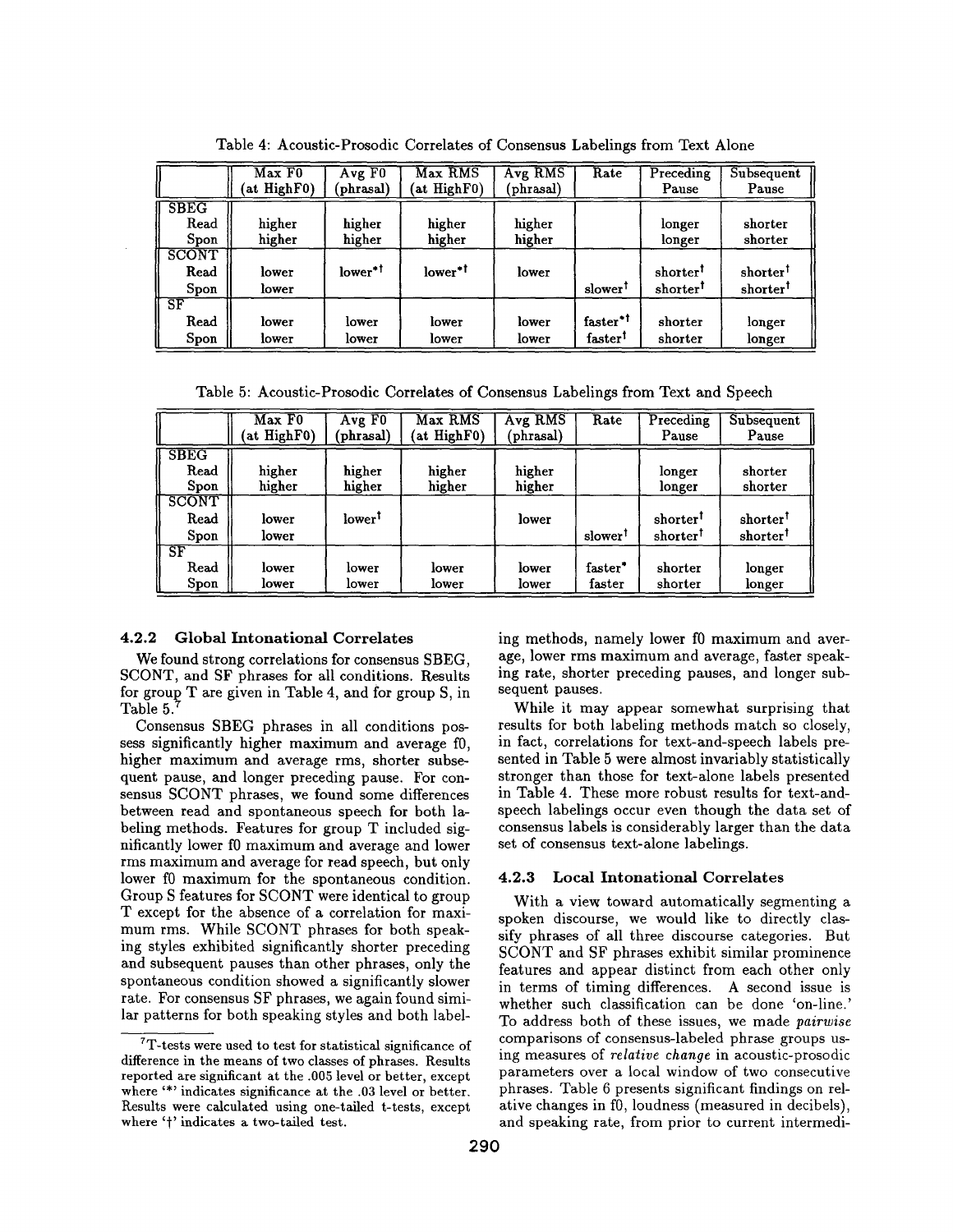Table 4: Acoustic-Prosodic Correlates of Consensus Labelings from Text Alone

| | Max F0 (at HighF0) | Avg F0 (phrasal) | Max RMS (at HighF0) | Avg RMS (phrasal) | Rate | Preceding Pause | Subsequent Pause |
|---|---|---|---|---|---|---|---|
| **SBEG** | | | | | | | |
| Read | higher | higher | higher | higher | | longer | shorter |
| Spon | higher | higher | higher | higher | | longer | shorter |
| **SCONT** | | | | | | | |
| Read | lower | lower$^{*\dagger}$ | lower$^{*\dagger}$ | lower | | shorter$^{\dagger}$ | shorter$^{\dagger}$ |
| Spon | lower | | | | slower$^{\dagger}$ | shorter$^{\dagger}$ | shorter$^{\dagger}$ |
| **SF** | | | | | | | |
| Read | lower | lower | lower | lower | faster$^{*\dagger}$ | shorter | longer |
| Spon | lower | lower | lower | lower | faster$^{\dagger}$ | shorter | longer |

Table 5: Acoustic-Prosodic Correlates of Consensus Labelings from Text and Speech

| | Max F0 (at HighF0) | Avg F0 (phrasal) | Max RMS (at HighF0) | Avg RMS (phrasal) | Rate | Preceding Pause | Subsequent Pause |
|---|---|---|---|---|---|---|---|
| **SBEG** | | | | | | | |
| Read | higher | higher | higher | higher | | longer | shorter |
| Spon | higher | higher | higher | higher | | longer | shorter |
| **SCONT** | | | | | | | |
| Read | lower | lower$^{\dagger}$ | | lower | | shorter$^{\dagger}$ | shorter$^{\dagger}$ |
| Spon | lower | | | | slower$^{\dagger}$ | shorter$^{\dagger}$ | shorter$^{\dagger}$ |
| **SF** | | | | | | | |
| Read | lower | lower | lower | lower | faster$^{*}$ | shorter | longer |
| Spon | lower | lower | lower | lower | faster | shorter | longer |

### 4.2.2 Global Intonational Correlates

We found strong correlations for consensus SBEG, SCONT, and SF phrases for all conditions. Results for group T are given in Table 4, and for group S, in Table 5.[7]

Consensus SBEG phrases in all conditions possess significantly higher maximum and average f0, higher maximum and average rms, shorter subsequent pause, and longer preceding pause. For consensus SCONT phrases, we found some differences between read and spontaneous speech for both labeling methods. Features for group T included significantly lower f0 maximum and average and lower rms maximum and average for read speech, but only lower f0 maximum for the spontaneous condition. Group S features for SCONT were identical to group T except for the absence of a correlation for maximum rms. While SCONT phrases for both speaking styles exhibited significantly shorter preceding and subsequent pauses than other phrases, only the spontaneous condition showed a significantly slower rate. For consensus SF phrases, we again found similar patterns for both speaking styles and both labeling methods, namely lower f0 maximum and average, lower rms maximum and average, faster speaking rate, shorter preceding pauses, and longer subsequent pauses.

While it may appear somewhat surprising that results for both labeling methods match so closely, in fact, correlations for text-and-speech labels presented in Table 5 were almost invariably statistically stronger than those for text-alone labels presented in Table 4. These more robust results for text-and-speech labelings occur even though the data set of consensus labels is considerably larger than the data set of consensus text-alone labelings.

### 4.2.3 Local Intonational Correlates

With a view toward automatically segmenting a spoken discourse, we would like to directly classify phrases of all three discourse categories. But SCONT and SF phrases exhibit similar prominence features and appear distinct from each other only in terms of timing differences. A second issue is whether such classification can be done 'on-line.' To address both of these issues, we made *pairwise* comparisons of consensus-labeled phrase groups using measures of *relative change* in acoustic-prosodic parameters over a local window of two consecutive phrases. Table 6 presents significant findings on relative changes in f0, loudness (measured in decibels), and speaking rate, from prior to current intermedi-

---

[7] T-tests were used to test for statistical significance of difference in the means of two classes of phrases. Results reported are significant at the .005 level or better, except where '*' indicates significance at the .03 level or better. Results were calculated using one-tailed t-tests, except where '†' indicates a two-tailed test.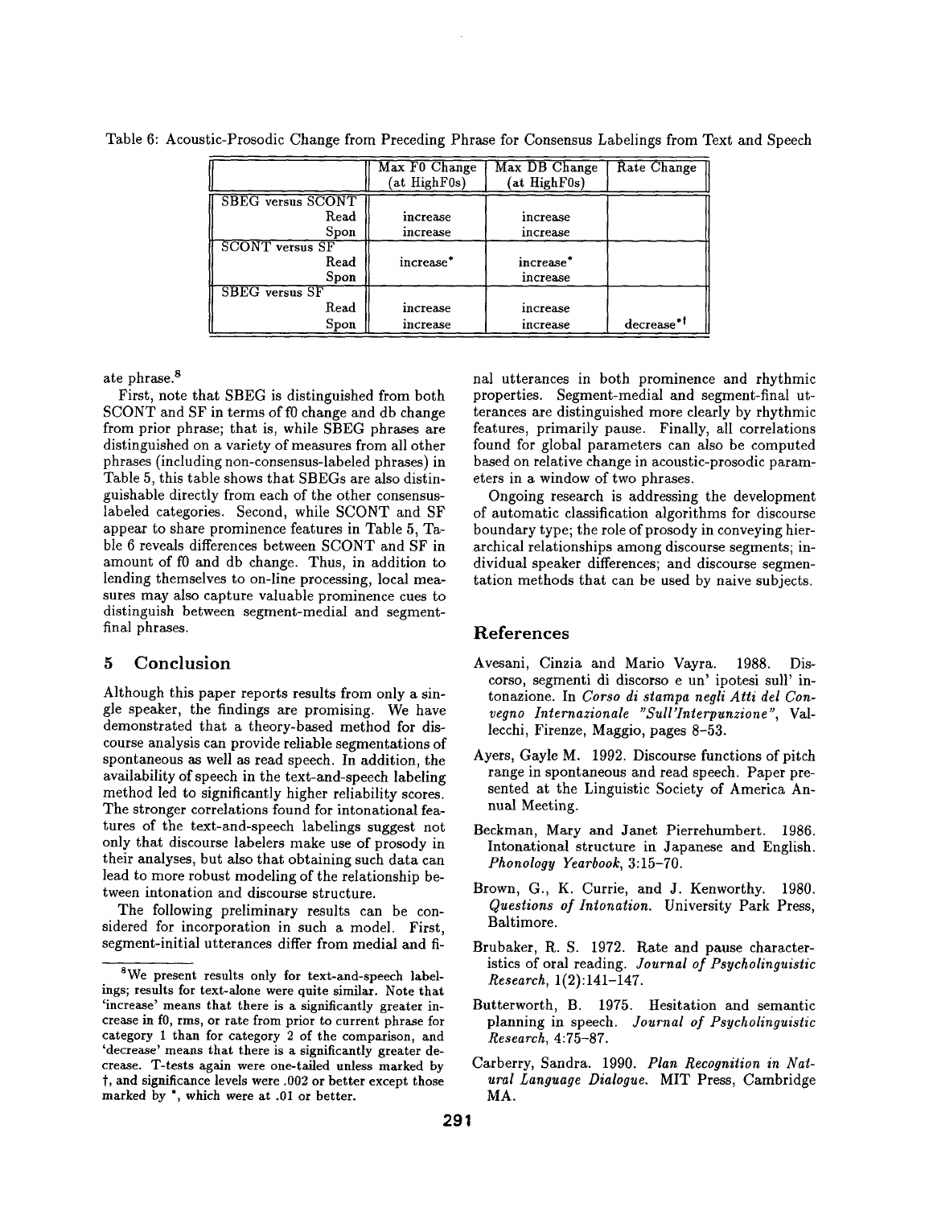Table 6: Acoustic-Prosodic Change from Preceding Phrase for Consensus Labelings from Text and Speech

| | Max F0 Change (at HighF0s) | Max DB Change (at HighF0s) | Rate Change |
|---|---|---|---|
| SBEG versus SCONT | | | |
| Read | increase | increase | |
| Spon | increase | increase | |
| SCONT versus SF | | | |
| Read | increase* | increase* | |
| Spon | | increase | |
| SBEG versus SF | | | |
| Read | increase | increase | |
| Spon | increase | increase | decrease*† |

ate phrase.[8]

First, note that SBEG is distinguished from both SCONT and SF in terms of f0 change and db change from prior phrase; that is, while SBEG phrases are distinguished on a variety of measures from all other phrases (including non-consensus-labeled phrases) in Table 5, this table shows that SBEGs are also distinguishable directly from each of the other consensus-labeled categories. Second, while SCONT and SF appear to share prominence features in Table 5, Table 6 reveals differences between SCONT and SF in amount of f0 and db change. Thus, in addition to lending themselves to on-line processing, local measures may also capture valuable prominence cues to distinguish between segment-medial and segment-final phrases.

## 5 Conclusion

Although this paper reports results from only a single speaker, the findings are promising. We have demonstrated that a theory-based method for discourse analysis can provide reliable segmentations of spontaneous as well as read speech. In addition, the availability of speech in the text-and-speech labeling method led to significantly higher reliability scores. The stronger correlations found for intonational features of the text-and-speech labelings suggest not only that discourse labelers make use of prosody in their analyses, but also that obtaining such data can lead to more robust modeling of the relationship between intonation and discourse structure.

The following preliminary results can be considered for incorporation in such a model. First, segment-initial utterances differ from medial and final utterances in both prominence and rhythmic properties. Segment-medial and segment-final utterances are distinguished more clearly by rhythmic features, primarily pause. Finally, all correlations found for global parameters can also be computed based on relative change in acoustic-prosodic parameters in a window of two phrases.

Ongoing research is addressing the development of automatic classification algorithms for discourse boundary type; the role of prosody in conveying hierarchical relationships among discourse segments; individual speaker differences; and discourse segmentation methods that can be used by naive subjects.

[8]We present results only for text-and-speech labelings; results for text-alone were quite similar. Note that 'increase' means that there is a significantly greater increase in f0, rms, or rate from prior to current phrase for category 1 than for category 2 of the comparison, and 'decrease' means that there is a significantly greater decrease. T-tests again were one-tailed unless marked by †, and significance levels were .002 or better except those marked by *, which were at .01 or better.

## References

Avesani, Cinzia and Mario Vayra. 1988. Discorso, segmenti di discorso e un' ipotesi sull' intonazione. In *Corso di stampa negli Atti del Convegno Internazionale "Sull'Interpunzione"*, Vallecchi, Firenze, Maggio, pages 8–53.

Ayers, Gayle M. 1992. Discourse functions of pitch range in spontaneous and read speech. Paper presented at the Linguistic Society of America Annual Meeting.

Beckman, Mary and Janet Pierrehumbert. 1986. Intonational structure in Japanese and English. *Phonology Yearbook*, 3:15–70.

Brown, G., K. Currie, and J. Kenworthy. 1980. *Questions of Intonation.* University Park Press, Baltimore.

Brubaker, R. S. 1972. Rate and pause characteristics of oral reading. *Journal of Psycholinguistic Research*, 1(2):141–147.

Butterworth, B. 1975. Hesitation and semantic planning in speech. *Journal of Psycholinguistic Research*, 4:75–87.

Carberry, Sandra. 1990. *Plan Recognition in Natural Language Dialogue.* MIT Press, Cambridge MA.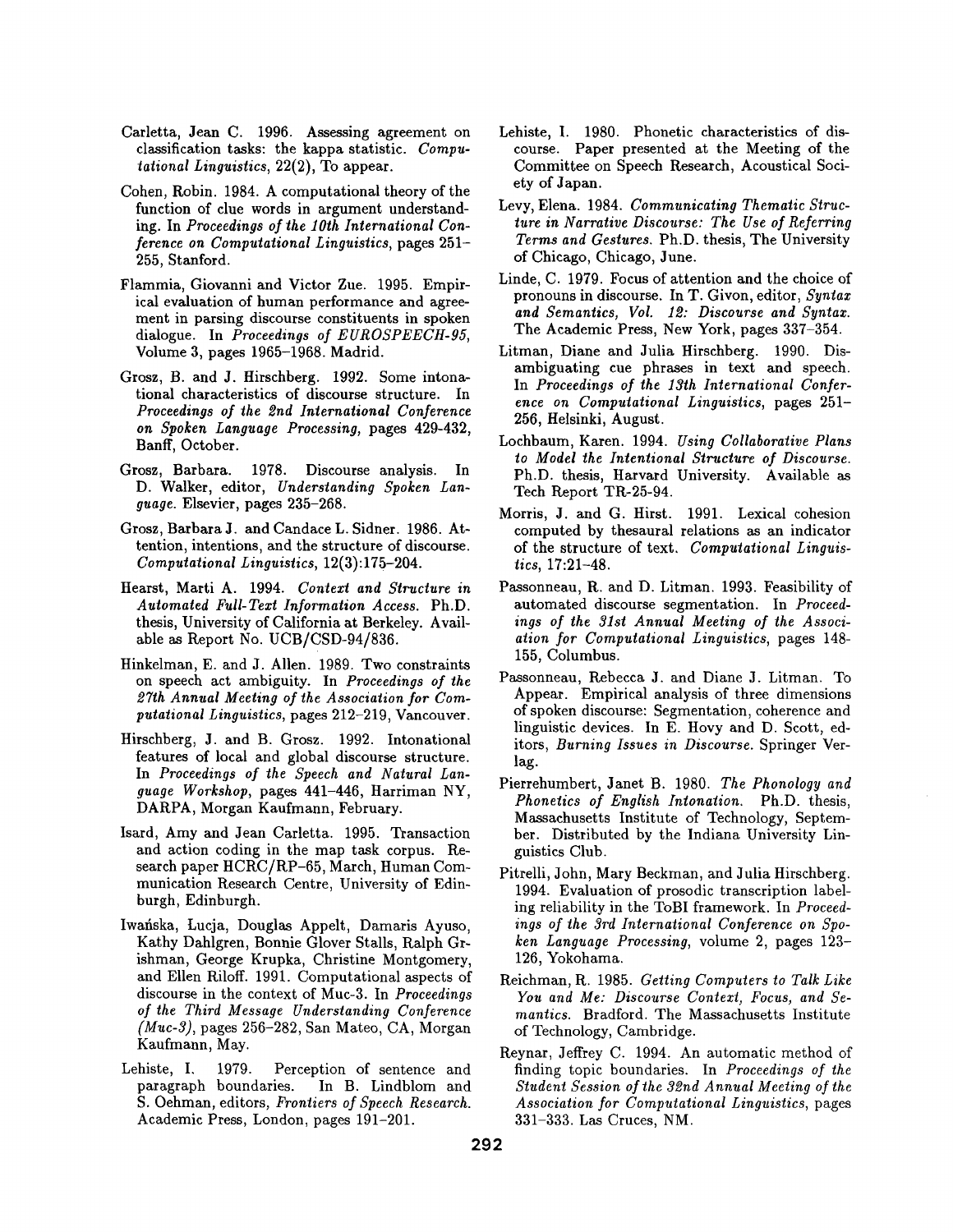Carletta, Jean C. 1996. Assessing agreement on classification tasks: the kappa statistic. *Computational Linguistics*, 22(2), To appear.

Cohen, Robin. 1984. A computational theory of the function of clue words in argument understanding. In *Proceedings of the 10th International Conference on Computational Linguistics*, pages 251–255, Stanford.

Flammia, Giovanni and Victor Zue. 1995. Empirical evaluation of human performance and agreement in parsing discourse constituents in spoken dialogue. In *Proceedings of EUROSPEECH-95*, Volume 3, pages 1965–1968. Madrid.

Grosz, B. and J. Hirschberg. 1992. Some intonational characteristics of discourse structure. In *Proceedings of the 2nd International Conference on Spoken Language Processing*, pages 429-432, Banff, October.

Grosz, Barbara. 1978. Discourse analysis. In D. Walker, editor, *Understanding Spoken Language*. Elsevier, pages 235–268.

Grosz, Barbara J. and Candace L. Sidner. 1986. Attention, intentions, and the structure of discourse. *Computational Linguistics*, 12(3):175–204.

Hearst, Marti A. 1994. *Context and Structure in Automated Full-Text Information Access*. Ph.D. thesis, University of California at Berkeley. Available as Report No. UCB/CSD-94/836.

Hinkelman, E. and J. Allen. 1989. Two constraints on speech act ambiguity. In *Proceedings of the 27th Annual Meeting of the Association for Computational Linguistics*, pages 212–219, Vancouver.

Hirschberg, J. and B. Grosz. 1992. Intonational features of local and global discourse structure. In *Proceedings of the Speech and Natural Language Workshop*, pages 441–446, Harriman NY, DARPA, Morgan Kaufmann, February.

Isard, Amy and Jean Carletta. 1995. Transaction and action coding in the map task corpus. Research paper HCRC/RP-65, March, Human Communication Research Centre, University of Edinburgh, Edinburgh.

Iwańska, Lucja, Douglas Appelt, Damaris Ayuso, Kathy Dahlgren, Bonnie Glover Stalls, Ralph Grishman, George Krupka, Christine Montgomery, and Ellen Riloff. 1991. Computational aspects of discourse in the context of Muc-3. In *Proceedings of the Third Message Understanding Conference (Muc-3)*, pages 256–282, San Mateo, CA, Morgan Kaufmann, May.

Lehiste, I. 1979. Perception of sentence and paragraph boundaries. In B. Lindblom and S. Oehman, editors, *Frontiers of Speech Research*. Academic Press, London, pages 191–201.

Lehiste, I. 1980. Phonetic characteristics of discourse. Paper presented at the Meeting of the Committee on Speech Research, Acoustical Society of Japan.

Levy, Elena. 1984. *Communicating Thematic Structure in Narrative Discourse: The Use of Referring Terms and Gestures*. Ph.D. thesis, The University of Chicago, Chicago, June.

Linde, C. 1979. Focus of attention and the choice of pronouns in discourse. In T. Givon, editor, *Syntax and Semantics, Vol. 12: Discourse and Syntax*. The Academic Press, New York, pages 337–354.

Litman, Diane and Julia Hirschberg. 1990. Disambiguating cue phrases in text and speech. In *Proceedings of the 13th International Conference on Computational Linguistics*, pages 251–256, Helsinki, August.

Lochbaum, Karen. 1994. *Using Collaborative Plans to Model the Intentional Structure of Discourse*. Ph.D. thesis, Harvard University. Available as Tech Report TR-25-94.

Morris, J. and G. Hirst. 1991. Lexical cohesion computed by thesaural relations as an indicator of the structure of text. *Computational Linguistics*, 17:21–48.

Passonneau, R. and D. Litman. 1993. Feasibility of automated discourse segmentation. In *Proceedings of the 31st Annual Meeting of the Association for Computational Linguistics*, pages 148-155, Columbus.

Passonneau, Rebecca J. and Diane J. Litman. To Appear. Empirical analysis of three dimensions of spoken discourse: Segmentation, coherence and linguistic devices. In E. Hovy and D. Scott, editors, *Burning Issues in Discourse*. Springer Verlag.

Pierrehumbert, Janet B. 1980. *The Phonology and Phonetics of English Intonation*. Ph.D. thesis, Massachusetts Institute of Technology, September. Distributed by the Indiana University Linguistics Club.

Pitrelli, John, Mary Beckman, and Julia Hirschberg. 1994. Evaluation of prosodic transcription labeling reliability in the ToBI framework. In *Proceedings of the 3rd International Conference on Spoken Language Processing*, volume 2, pages 123–126, Yokohama.

Reichman, R. 1985. *Getting Computers to Talk Like You and Me: Discourse Context, Focus, and Semantics*. Bradford. The Massachusetts Institute of Technology, Cambridge.

Reynar, Jeffrey C. 1994. An automatic method of finding topic boundaries. In *Proceedings of the Student Session of the 32nd Annual Meeting of the Association for Computational Linguistics*, pages 331–333. Las Cruces, NM.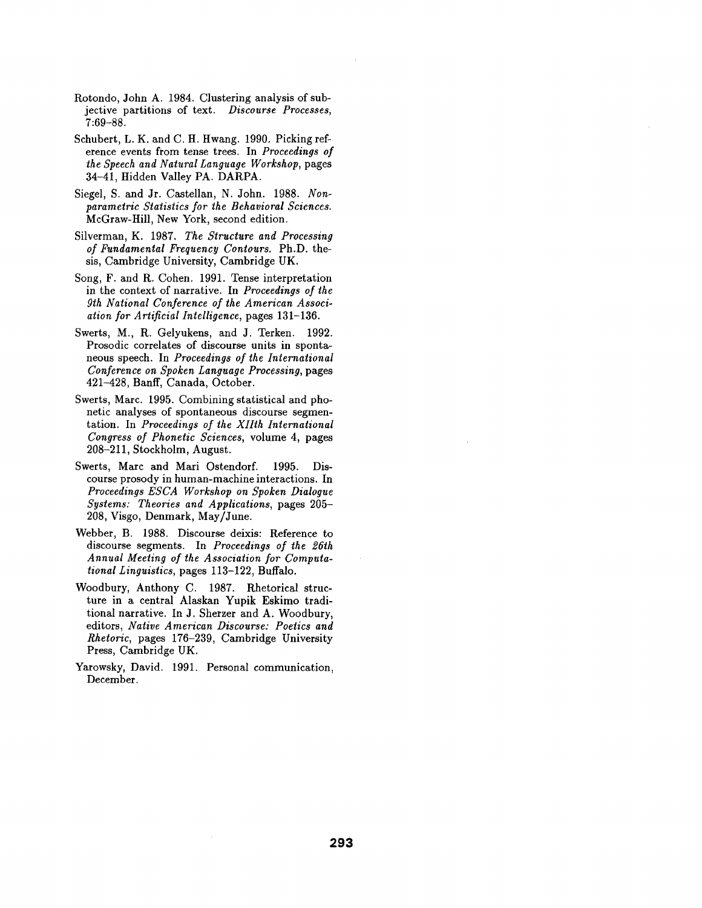Rotondo, John A. 1984. Clustering analysis of subjective partitions of text. *Discourse Processes*, 7:69–88.

Schubert, L. K. and C. H. Hwang. 1990. Picking reference events from tense trees. In *Proceedings of the Speech and Natural Language Workshop*, pages 34–41, Hidden Valley PA. DARPA.

Siegel, S. and Jr. Castellan, N. John. 1988. *Nonparametric Statistics for the Behavioral Sciences*. McGraw-Hill, New York, second edition.

Silverman, K. 1987. *The Structure and Processing of Fundamental Frequency Contours*. Ph.D. thesis, Cambridge University, Cambridge UK.

Song, F. and R. Cohen. 1991. Tense interpretation in the context of narrative. In *Proceedings of the 9th National Conference of the American Association for Artificial Intelligence*, pages 131–136.

Swerts, M., R. Gelyukens, and J. Terken. 1992. Prosodic correlates of discourse units in spontaneous speech. In *Proceedings of the International Conference on Spoken Language Processing*, pages 421–428, Banff, Canada, October.

Swerts, Marc. 1995. Combining statistical and phonetic analyses of spontaneous discourse segmentation. In *Proceedings of the XIIth International Congress of Phonetic Sciences*, volume 4, pages 208–211, Stockholm, August.

Swerts, Marc and Mari Ostendorf. 1995. Discourse prosody in human-machine interactions. In *Proceedings ESCA Workshop on Spoken Dialogue Systems: Theories and Applications*, pages 205–208, Visgo, Denmark, May/June.

Webber, B. 1988. Discourse deixis: Reference to discourse segments. In *Proceedings of the 26th Annual Meeting of the Association for Computational Linguistics*, pages 113–122, Buffalo.

Woodbury, Anthony C. 1987. Rhetorical structure in a central Alaskan Yupik Eskimo traditional narrative. In J. Sherzer and A. Woodbury, editors, *Native American Discourse: Poetics and Rhetoric*, pages 176–239, Cambridge University Press, Cambridge UK.

Yarowsky, David. 1991. Personal communication, December.